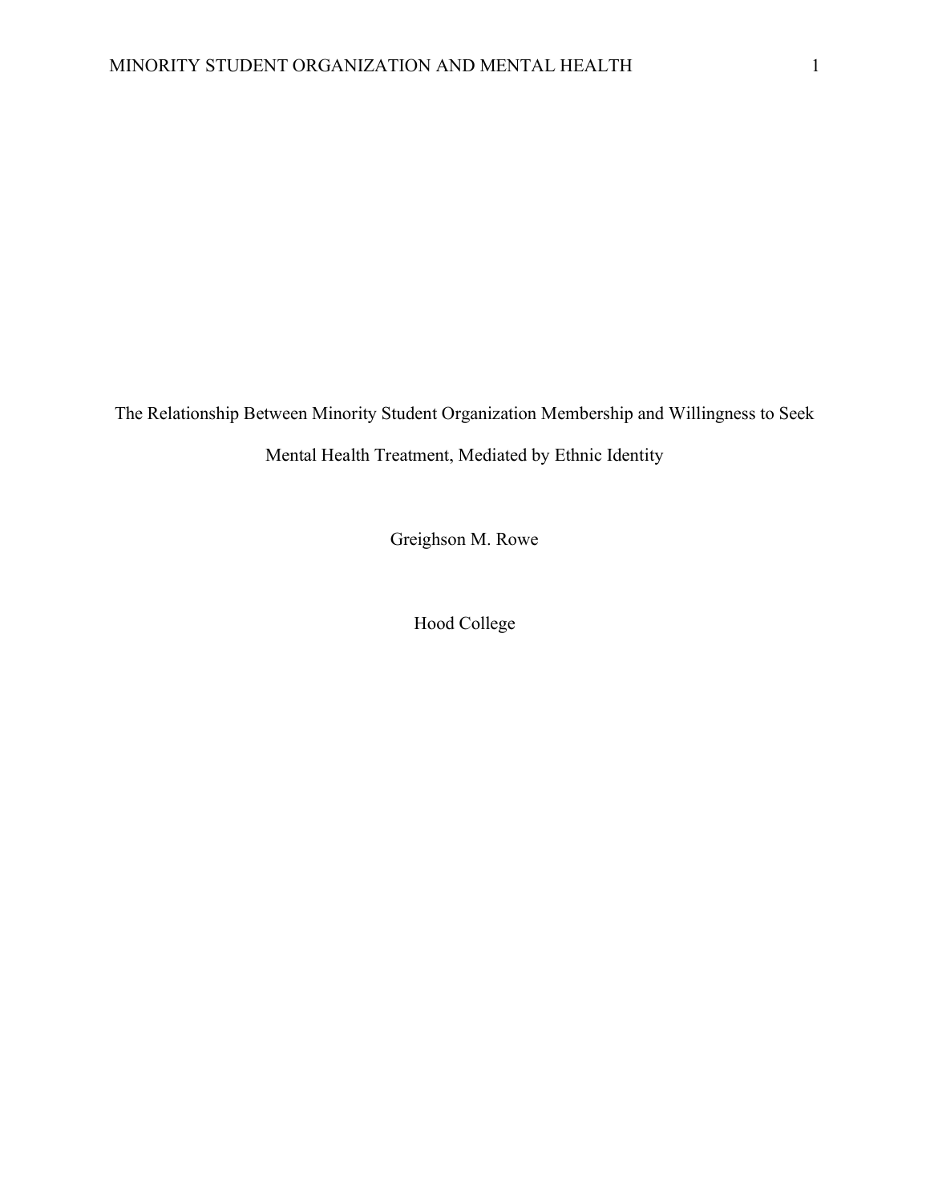# The Relationship Between Minority Student Organization Membership and Willingness to Seek Mental Health Treatment, Mediated by Ethnic Identity

Greighson M. Rowe

Hood College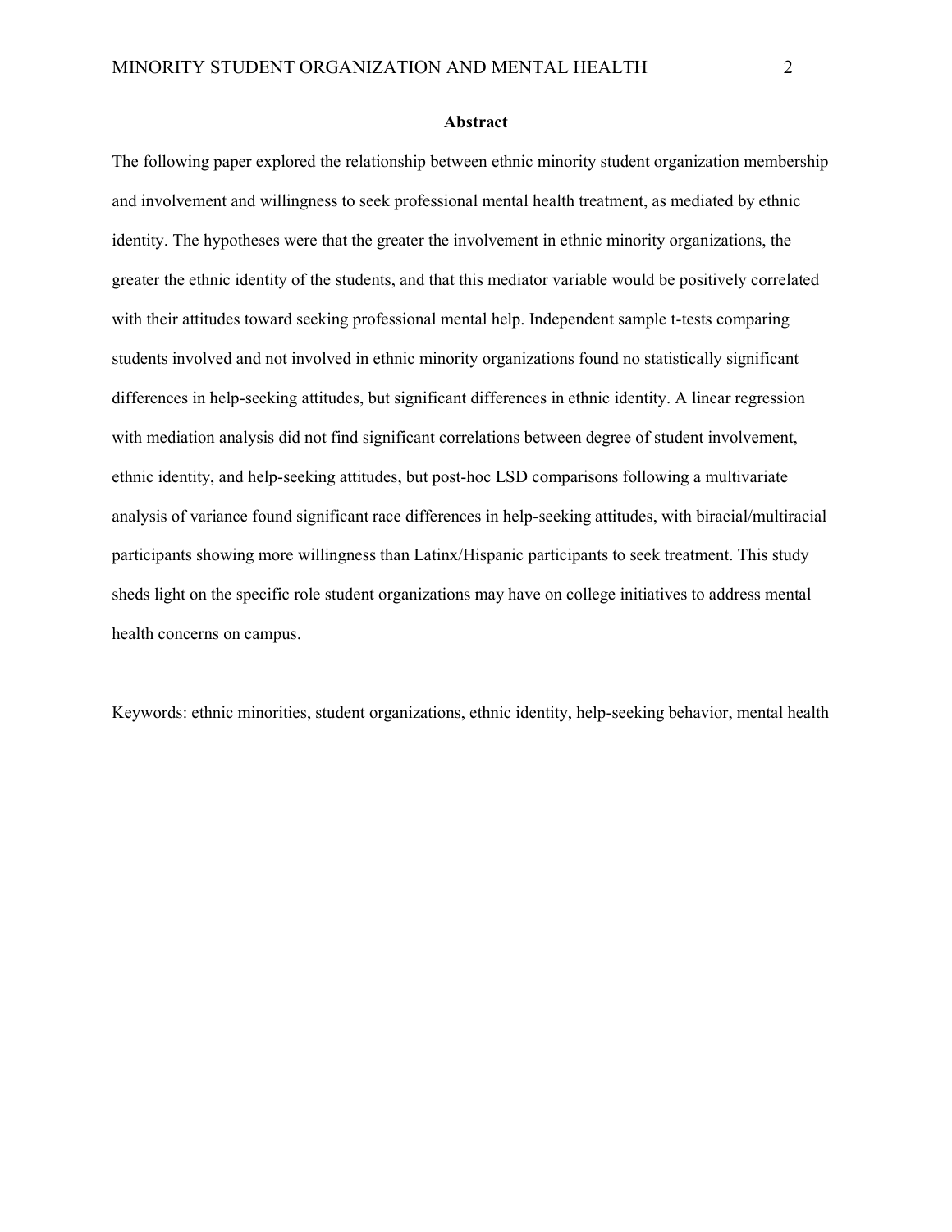## Abstract

The following paper explored the relationship between ethnic minority student organization membership and involvement and willingness to seek professional mental health treatment, as mediated by ethnic identity. The hypotheses were that the greater the involvement in ethnic minority organizations, the greater the ethnic identity of the students, and that this mediator variable would be positively correlated with their attitudes toward seeking professional mental help. Independent sample t-tests comparing students involved and not involved in ethnic minority organizations found no statistically significant differences in help-seeking attitudes, but significant differences in ethnic identity. A linear regression with mediation analysis did not find significant correlations between degree of student involvement, ethnic identity, and help-seeking attitudes, but post-hoc LSD comparisons following a multivariate analysis of variance found significant race differences in help-seeking attitudes, with biracial/multiracial participants showing more willingness than Latinx/Hispanic participants to seek treatment. This study sheds light on the specific role student organizations may have on college initiatives to address mental health concerns on campus.

Keywords: ethnic minorities, student organizations, ethnic identity, help-seeking behavior, mental health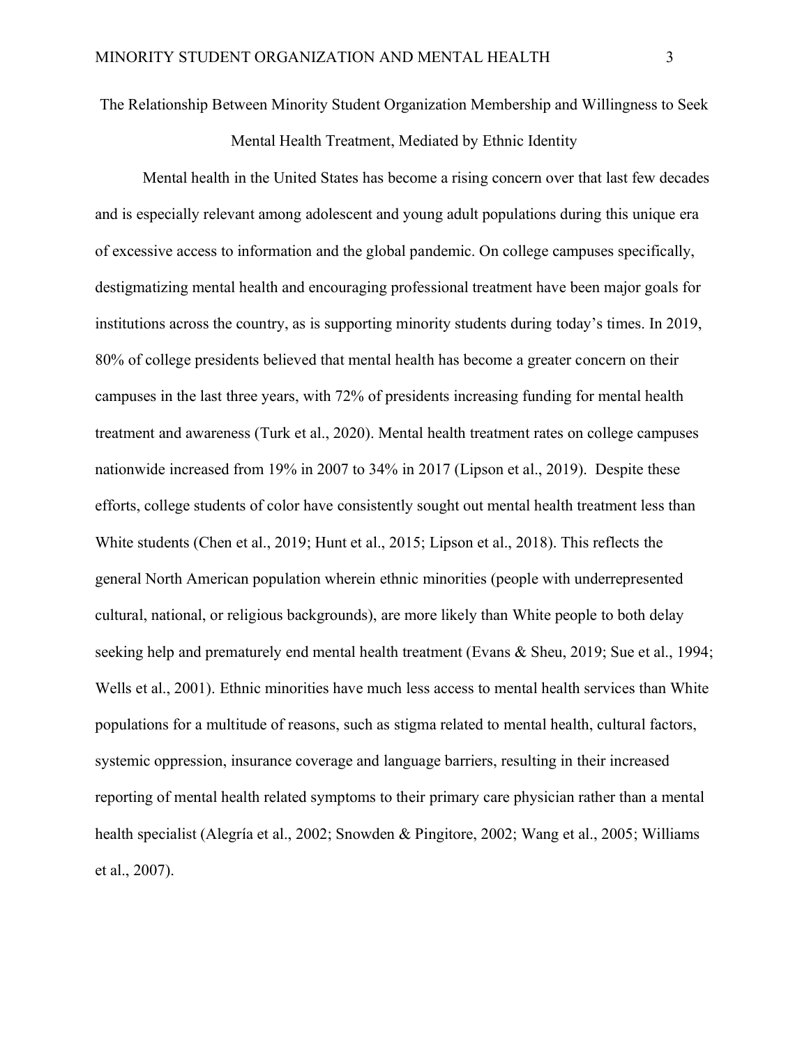# The Relationship Between Minority Student Organization Membership and Willingness to Seek Mental Health Treatment, Mediated by Ethnic Identity

Mental health in the United States has become a rising concern over that last few decades and is especially relevant among adolescent and young adult populations during this unique era of excessive access to information and the global pandemic. On college campuses specifically, destigmatizing mental health and encouraging professional treatment have been major goals for institutions across the country, as is supporting minority students during today's times. In 2019, 80% of college presidents believed that mental health has become a greater concern on their campuses in the last three years, with 72% of presidents increasing funding for mental health treatment and awareness (Turk et al., 2020). Mental health treatment rates on college campuses nationwide increased from 19% in 2007 to 34% in 2017 (Lipson et al., 2019). Despite these efforts, college students of color have consistently sought out mental health treatment less than White students (Chen et al., 2019; Hunt et al., 2015; Lipson et al., 2018). This reflects the general North American population wherein ethnic minorities (people with underrepresented cultural, national, or religious backgrounds), are more likely than White people to both delay seeking help and prematurely end mental health treatment (Evans & Sheu, 2019; Sue et al., 1994; Wells et al., 2001). Ethnic minorities have much less access to mental health services than White populations for a multitude of reasons, such as stigma related to mental health, cultural factors, systemic oppression, insurance coverage and language barriers, resulting in their increased reporting of mental health related symptoms to their primary care physician rather than a mental health specialist (Alegría et al., 2002; Snowden & Pingitore, 2002; Wang et al., 2005; Williams et al., 2007).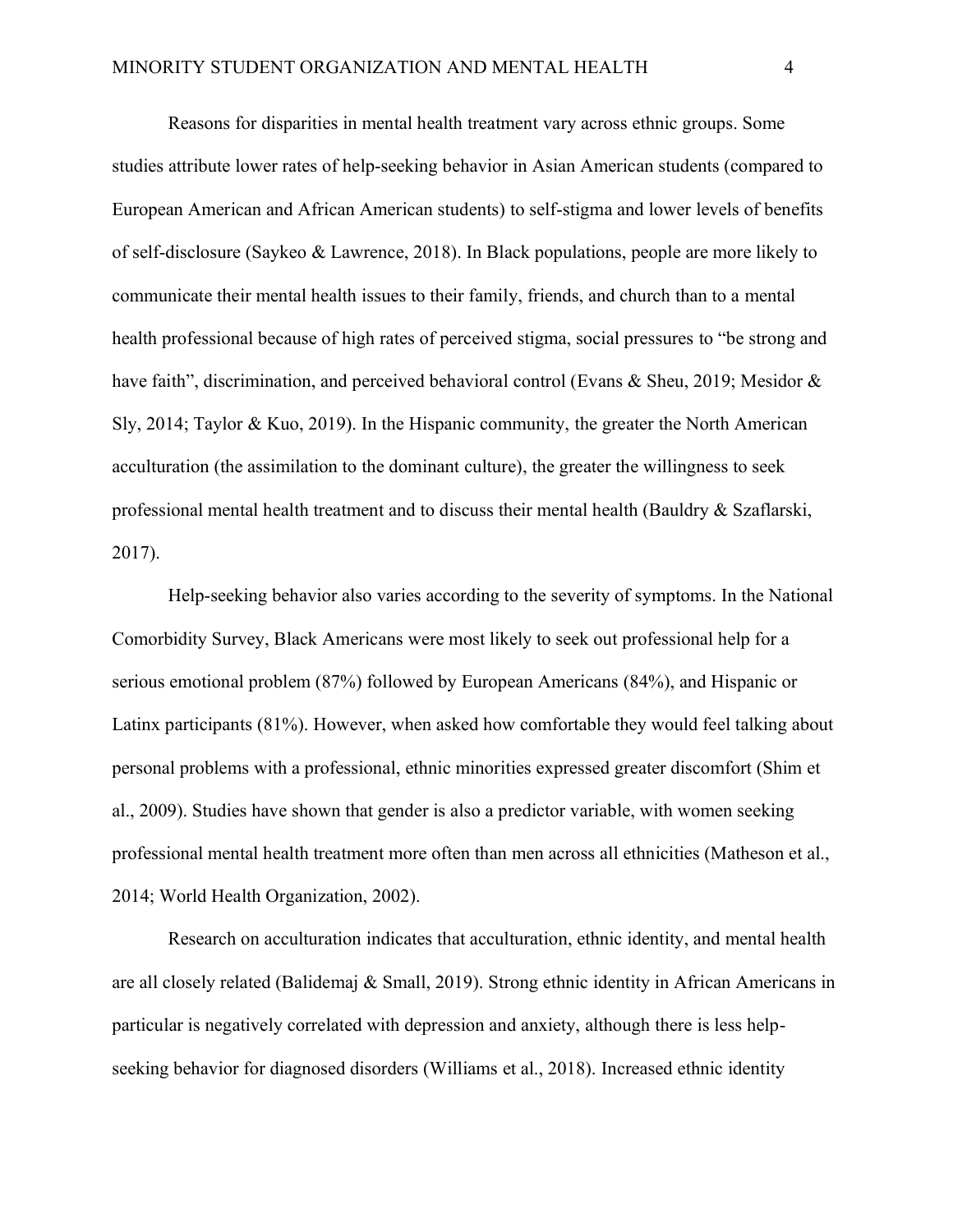Reasons for disparities in mental health treatment vary across ethnic groups. Some studies attribute lower rates of help-seeking behavior in Asian American students (compared to European American and African American students) to self-stigma and lower levels of benefits of self-disclosure (Saykeo & Lawrence, 2018). In Black populations, people are more likely to communicate their mental health issues to their family, friends, and church than to a mental health professional because of high rates of perceived stigma, social pressures to "be strong and have faith", discrimination, and perceived behavioral control (Evans & Sheu, 2019; Mesidor & Sly, 2014; Taylor & Kuo, 2019). In the Hispanic community, the greater the North American acculturation (the assimilation to the dominant culture), the greater the willingness to seek professional mental health treatment and to discuss their mental health (Bauldry & Szaflarski, 2017).

Help-seeking behavior also varies according to the severity of symptoms. In the National Comorbidity Survey, Black Americans were most likely to seek out professional help for a serious emotional problem (87%) followed by European Americans (84%), and Hispanic or Latinx participants (81%). However, when asked how comfortable they would feel talking about personal problems with a professional, ethnic minorities expressed greater discomfort (Shim et al., 2009). Studies have shown that gender is also a predictor variable, with women seeking professional mental health treatment more often than men across all ethnicities (Matheson et al., 2014; World Health Organization, 2002).

Research on acculturation indicates that acculturation, ethnic identity, and mental health are all closely related (Balidemaj & Small, 2019). Strong ethnic identity in African Americans in particular is negatively correlated with depression and anxiety, although there is less help-seeking behavior for diagnosed disorders (Williams et al., 2018). Increased ethnic identity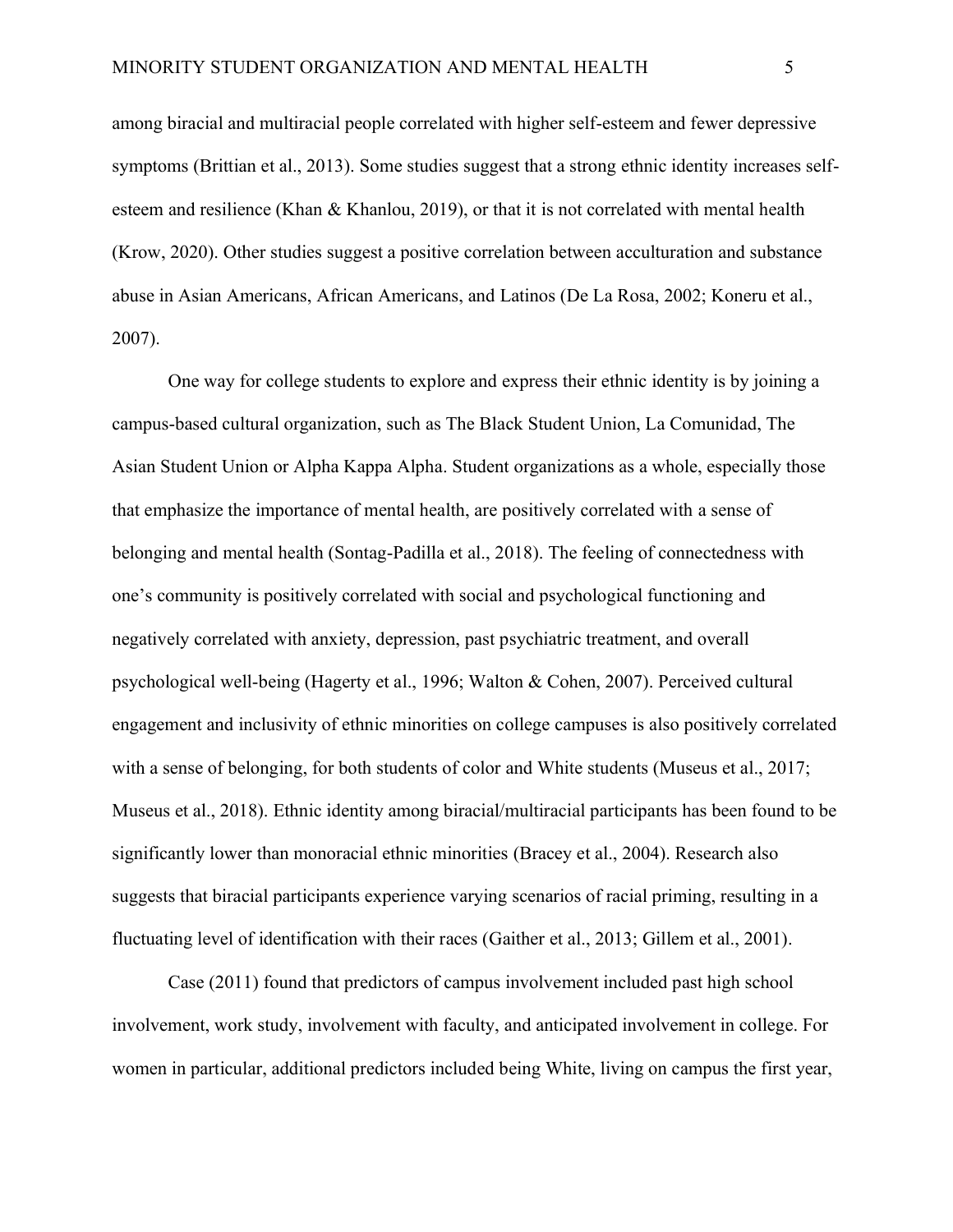among biracial and multiracial people correlated with higher self-esteem and fewer depressive symptoms (Brittian et al., 2013). Some studies suggest that a strong ethnic identity increases self-esteem and resilience (Khan & Khanlou, 2019), or that it is not correlated with mental health (Krow, 2020). Other studies suggest a positive correlation between acculturation and substance abuse in Asian Americans, African Americans, and Latinos (De La Rosa, 2002; Koneru et al., 2007).

One way for college students to explore and express their ethnic identity is by joining a campus-based cultural organization, such as The Black Student Union, La Comunidad, The Asian Student Union or Alpha Kappa Alpha. Student organizations as a whole, especially those that emphasize the importance of mental health, are positively correlated with a sense of belonging and mental health (Sontag-Padilla et al., 2018). The feeling of connectedness with one's community is positively correlated with social and psychological functioning and negatively correlated with anxiety, depression, past psychiatric treatment, and overall psychological well-being (Hagerty et al., 1996; Walton & Cohen, 2007). Perceived cultural engagement and inclusivity of ethnic minorities on college campuses is also positively correlated with a sense of belonging, for both students of color and White students (Museus et al., 2017; Museus et al., 2018). Ethnic identity among biracial/multiracial participants has been found to be significantly lower than monoracial ethnic minorities (Bracey et al., 2004). Research also suggests that biracial participants experience varying scenarios of racial priming, resulting in a fluctuating level of identification with their races (Gaither et al., 2013; Gillem et al., 2001).

Case (2011) found that predictors of campus involvement included past high school involvement, work study, involvement with faculty, and anticipated involvement in college. For women in particular, additional predictors included being White, living on campus the first year,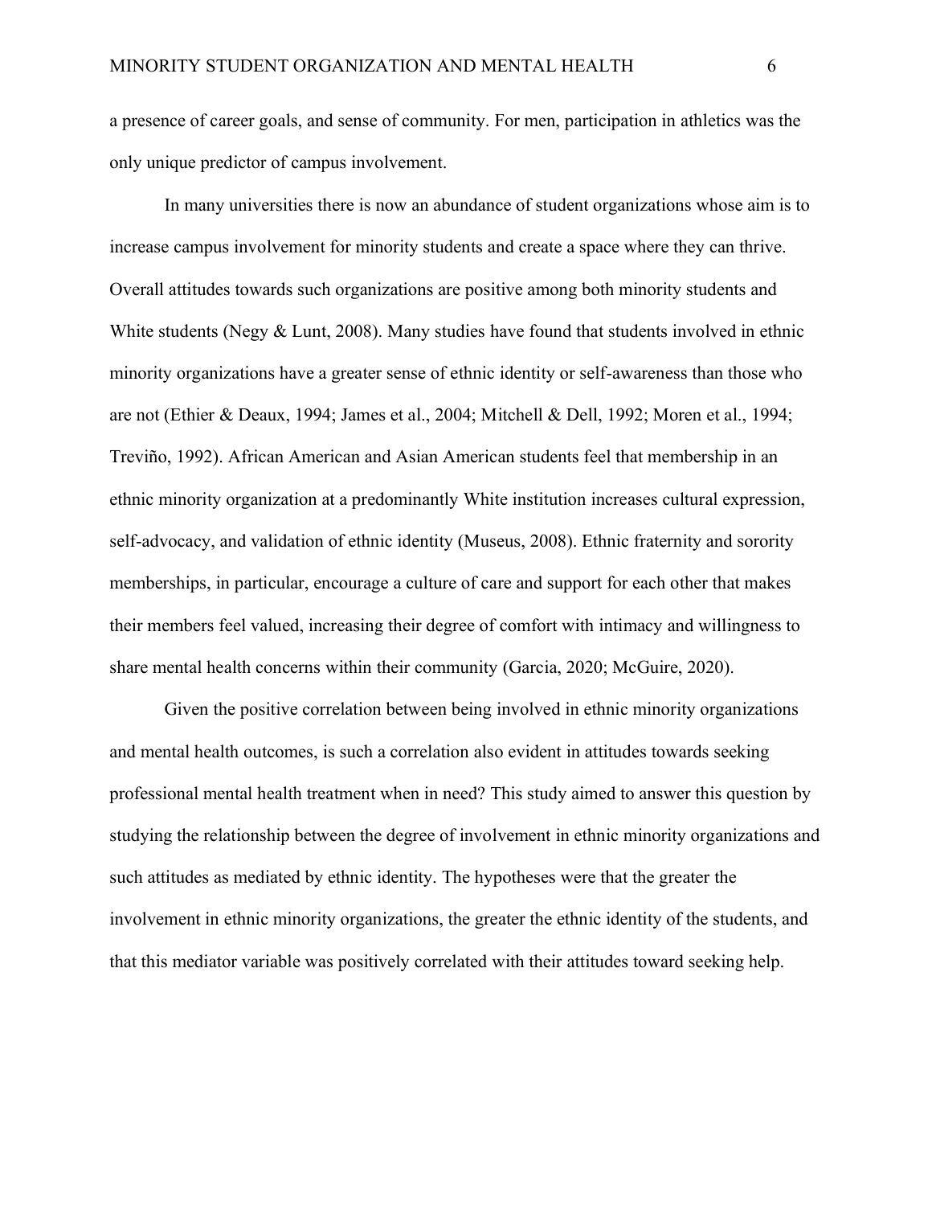a presence of career goals, and sense of community. For men, participation in athletics was the only unique predictor of campus involvement.

In many universities there is now an abundance of student organizations whose aim is to increase campus involvement for minority students and create a space where they can thrive. Overall attitudes towards such organizations are positive among both minority students and White students (Negy & Lunt, 2008). Many studies have found that students involved in ethnic minority organizations have a greater sense of ethnic identity or self-awareness than those who are not (Ethier & Deaux, 1994; James et al., 2004; Mitchell & Dell, 1992; Moren et al., 1994; Treviño, 1992). African American and Asian American students feel that membership in an ethnic minority organization at a predominantly White institution increases cultural expression, self-advocacy, and validation of ethnic identity (Museus, 2008). Ethnic fraternity and sorority memberships, in particular, encourage a culture of care and support for each other that makes their members feel valued, increasing their degree of comfort with intimacy and willingness to share mental health concerns within their community (Garcia, 2020; McGuire, 2020).

Given the positive correlation between being involved in ethnic minority organizations and mental health outcomes, is such a correlation also evident in attitudes towards seeking professional mental health treatment when in need? This study aimed to answer this question by studying the relationship between the degree of involvement in ethnic minority organizations and such attitudes as mediated by ethnic identity. The hypotheses were that the greater the involvement in ethnic minority organizations, the greater the ethnic identity of the students, and that this mediator variable was positively correlated with their attitudes toward seeking help.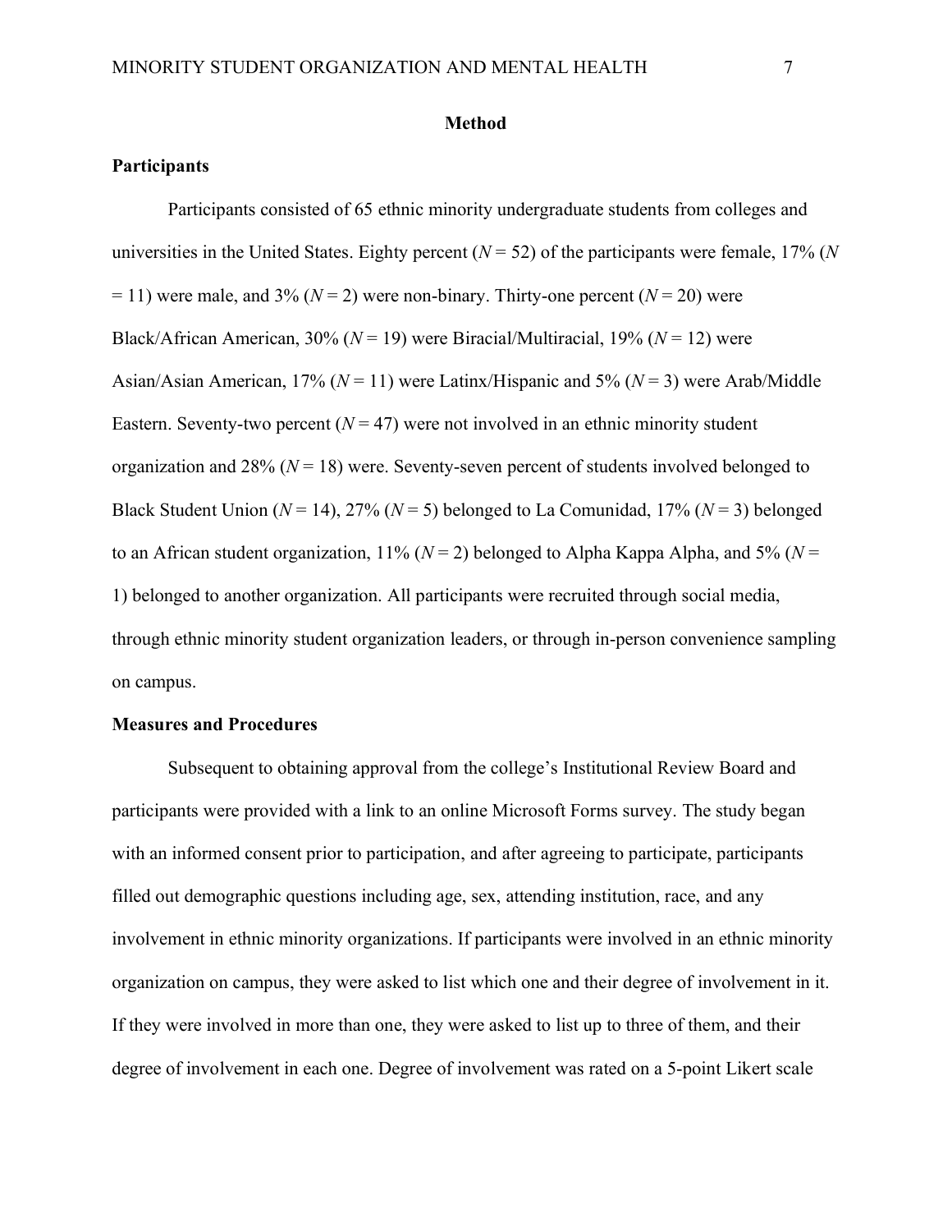## Method

### Participants

Participants consisted of 65 ethnic minority undergraduate students from colleges and universities in the United States. Eighty percent (*N* = 52) of the participants were female, 17% (*N* = 11) were male, and 3% (*N* = 2) were non-binary. Thirty-one percent (*N* = 20) were Black/African American, 30% (*N* = 19) were Biracial/Multiracial, 19% (*N* = 12) were Asian/Asian American, 17% (*N* = 11) were Latinx/Hispanic and 5% (*N* = 3) were Arab/Middle Eastern. Seventy-two percent (*N* = 47) were not involved in an ethnic minority student organization and 28% (*N* = 18) were. Seventy-seven percent of students involved belonged to Black Student Union (*N* = 14), 27% (*N* = 5) belonged to La Comunidad, 17% (*N* = 3) belonged to an African student organization, 11% (*N* = 2) belonged to Alpha Kappa Alpha, and 5% (*N* = 1) belonged to another organization. All participants were recruited through social media, through ethnic minority student organization leaders, or through in-person convenience sampling on campus.

### Measures and Procedures

Subsequent to obtaining approval from the college's Institutional Review Board and participants were provided with a link to an online Microsoft Forms survey. The study began with an informed consent prior to participation, and after agreeing to participate, participants filled out demographic questions including age, sex, attending institution, race, and any involvement in ethnic minority organizations. If participants were involved in an ethnic minority organization on campus, they were asked to list which one and their degree of involvement in it. If they were involved in more than one, they were asked to list up to three of them, and their degree of involvement in each one. Degree of involvement was rated on a 5-point Likert scale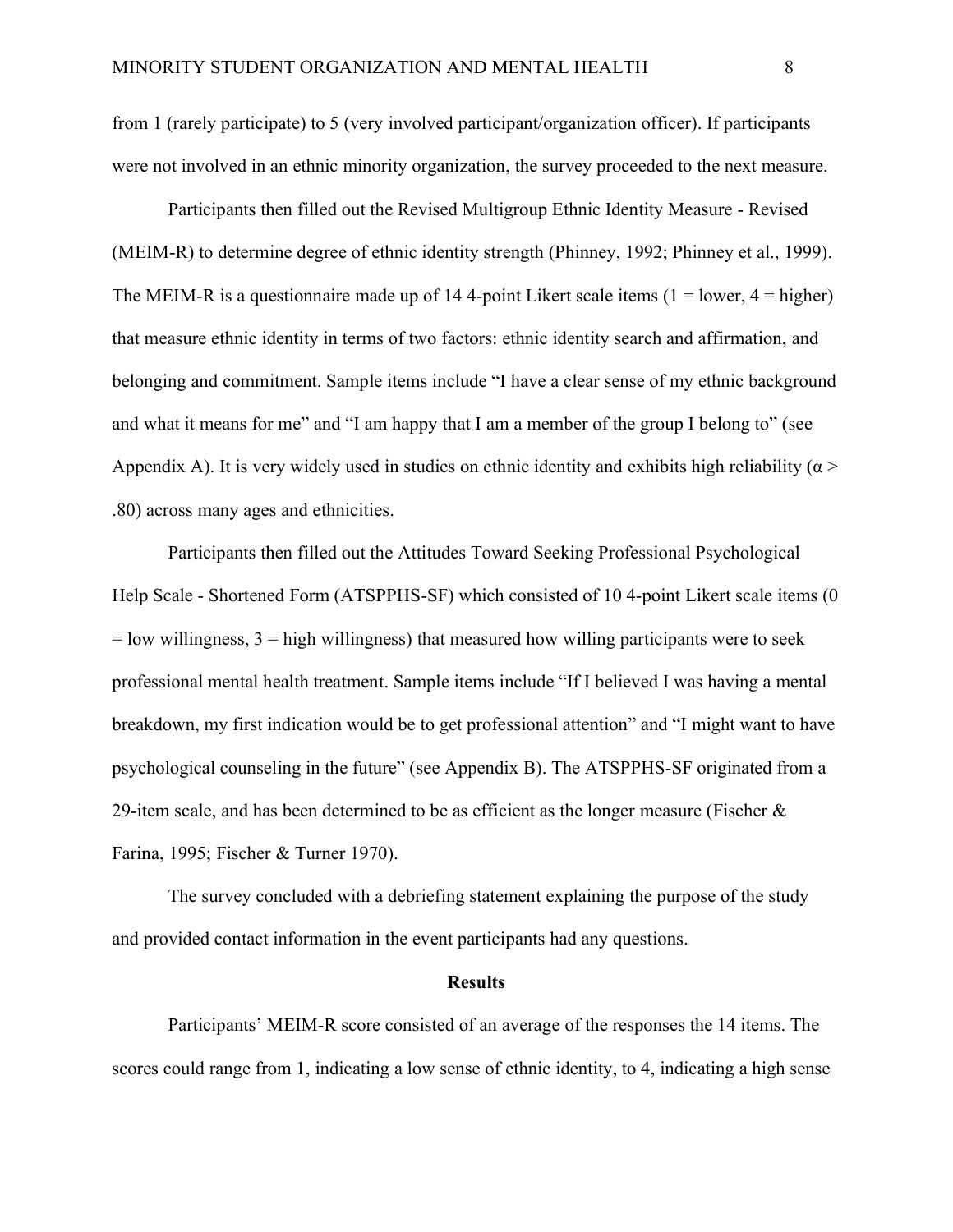from 1 (rarely participate) to 5 (very involved participant/organization officer). If participants were not involved in an ethnic minority organization, the survey proceeded to the next measure.

Participants then filled out the Revised Multigroup Ethnic Identity Measure - Revised (MEIM-R) to determine degree of ethnic identity strength (Phinney, 1992; Phinney et al., 1999). The MEIM-R is a questionnaire made up of 14 4-point Likert scale items (1 = lower, 4 = higher) that measure ethnic identity in terms of two factors: ethnic identity search and affirmation, and belonging and commitment. Sample items include "I have a clear sense of my ethnic background and what it means for me" and "I am happy that I am a member of the group I belong to" (see Appendix A). It is very widely used in studies on ethnic identity and exhibits high reliability ($\alpha >$ .80) across many ages and ethnicities.

Participants then filled out the Attitudes Toward Seeking Professional Psychological Help Scale - Shortened Form (ATSPPHS-SF) which consisted of 10 4-point Likert scale items (0 = low willingness, 3 = high willingness) that measured how willing participants were to seek professional mental health treatment. Sample items include "If I believed I was having a mental breakdown, my first indication would be to get professional attention" and "I might want to have psychological counseling in the future" (see Appendix B). The ATSPPHS-SF originated from a 29-item scale, and has been determined to be as efficient as the longer measure (Fischer & Farina, 1995; Fischer & Turner 1970).

The survey concluded with a debriefing statement explaining the purpose of the study and provided contact information in the event participants had any questions.

## Results

Participants' MEIM-R score consisted of an average of the responses the 14 items. The scores could range from 1, indicating a low sense of ethnic identity, to 4, indicating a high sense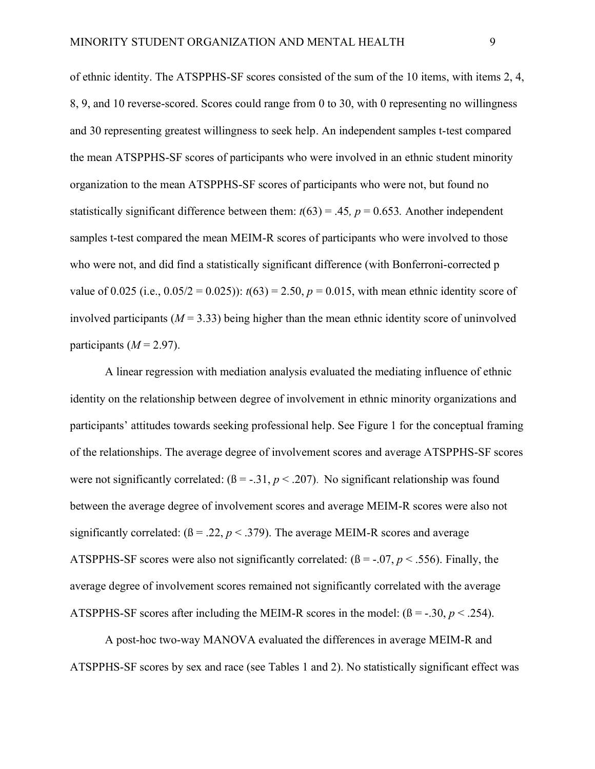of ethnic identity. The ATSPPHS-SF scores consisted of the sum of the 10 items, with items 2, 4, 8, 9, and 10 reverse-scored. Scores could range from 0 to 30, with 0 representing no willingness and 30 representing greatest willingness to seek help. An independent samples t-test compared the mean ATSPPHS-SF scores of participants who were involved in an ethnic student minority organization to the mean ATSPPHS-SF scores of participants who were not, but found no statistically significant difference between them: $t(63) = .45$, $p = 0.653$. Another independent samples t-test compared the mean MEIM-R scores of participants who were involved to those who were not, and did find a statistically significant difference (with Bonferroni-corrected p value of 0.025 (i.e., 0.05/2 = 0.025)): $t(63) = 2.50$, $p = 0.015$, with mean ethnic identity score of involved participants ($M = 3.33$) being higher than the mean ethnic identity score of uninvolved participants ($M = 2.97$).

A linear regression with mediation analysis evaluated the mediating influence of ethnic identity on the relationship between degree of involvement in ethnic minority organizations and participants' attitudes towards seeking professional help. See Figure 1 for the conceptual framing of the relationships. The average degree of involvement scores and average ATSPPHS-SF scores were not significantly correlated: ($ß = -.31$, $p < .207$). No significant relationship was found between the average degree of involvement scores and average MEIM-R scores were also not significantly correlated: ($ß = .22$, $p < .379$). The average MEIM-R scores and average ATSPPHS-SF scores were also not significantly correlated: ($ß = -.07$, $p < .556$). Finally, the average degree of involvement scores remained not significantly correlated with the average ATSPPHS-SF scores after including the MEIM-R scores in the model: ($ß = -.30$, $p < .254$).

A post-hoc two-way MANOVA evaluated the differences in average MEIM-R and ATSPPHS-SF scores by sex and race (see Tables 1 and 2). No statistically significant effect was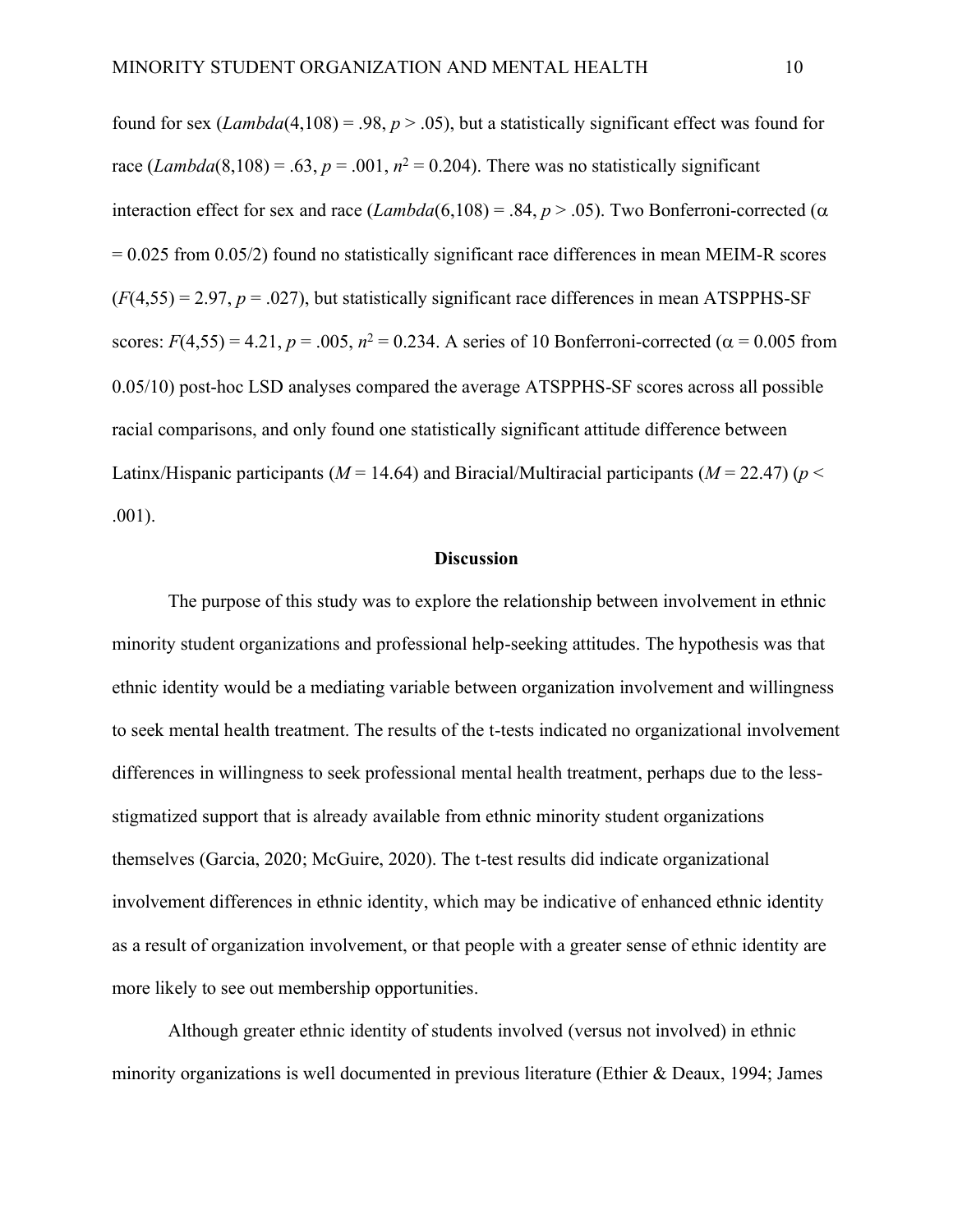found for sex (*Lambda*(4,108) = .98, $p > .05$), but a statistically significant effect was found for race (*Lambda*(8,108) = .63, $p = .001$, $n^2 = 0.204$). There was no statistically significant interaction effect for sex and race (*Lambda*(6,108) = .84, $p > .05$). Two Bonferroni-corrected ($\alpha = 0.025$ from 0.05/2) found no statistically significant race differences in mean MEIM-R scores ($F(4,55) = 2.97$, $p = .027$), but statistically significant race differences in mean ATSPPHS-SF scores: $F(4,55) = 4.21$, $p = .005$, $n^2 = 0.234$. A series of 10 Bonferroni-corrected ($\alpha = 0.005$ from 0.05/10) post-hoc LSD analyses compared the average ATSPPHS-SF scores across all possible racial comparisons, and only found one statistically significant attitude difference between Latinx/Hispanic participants ($M = 14.64$) and Biracial/Multiracial participants ($M = 22.47$) ($p < .001$).

## Discussion

The purpose of this study was to explore the relationship between involvement in ethnic minority student organizations and professional help-seeking attitudes. The hypothesis was that ethnic identity would be a mediating variable between organization involvement and willingness to seek mental health treatment. The results of the t-tests indicated no organizational involvement differences in willingness to seek professional mental health treatment, perhaps due to the less-stigmatized support that is already available from ethnic minority student organizations themselves (Garcia, 2020; McGuire, 2020). The t-test results did indicate organizational involvement differences in ethnic identity, which may be indicative of enhanced ethnic identity as a result of organization involvement, or that people with a greater sense of ethnic identity are more likely to see out membership opportunities.

Although greater ethnic identity of students involved (versus not involved) in ethnic minority organizations is well documented in previous literature (Ethier & Deaux, 1994; James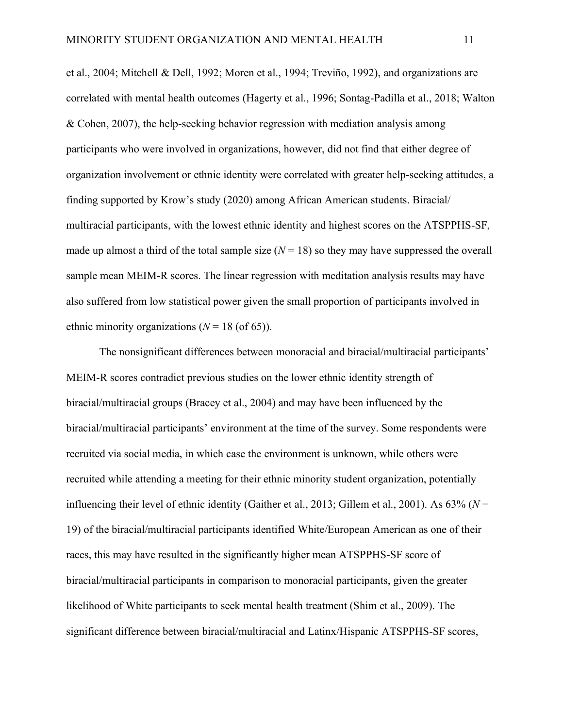et al., 2004; Mitchell & Dell, 1992; Moren et al., 1994; Treviño, 1992), and organizations are correlated with mental health outcomes (Hagerty et al., 1996; Sontag-Padilla et al., 2018; Walton & Cohen, 2007), the help-seeking behavior regression with mediation analysis among participants who were involved in organizations, however, did not find that either degree of organization involvement or ethnic identity were correlated with greater help-seeking attitudes, a finding supported by Krow's study (2020) among African American students. Biracial/ multiracial participants, with the lowest ethnic identity and highest scores on the ATSPPHS-SF, made up almost a third of the total sample size ($N = 18$) so they may have suppressed the overall sample mean MEIM-R scores. The linear regression with meditation analysis results may have also suffered from low statistical power given the small proportion of participants involved in ethnic minority organizations ($N = 18$ (of 65)).

The nonsignificant differences between monoracial and biracial/multiracial participants' MEIM-R scores contradict previous studies on the lower ethnic identity strength of biracial/multiracial groups (Bracey et al., 2004) and may have been influenced by the biracial/multiracial participants' environment at the time of the survey. Some respondents were recruited via social media, in which case the environment is unknown, while others were recruited while attending a meeting for their ethnic minority student organization, potentially influencing their level of ethnic identity (Gaither et al., 2013; Gillem et al., 2001). As 63% ($N = 19$) of the biracial/multiracial participants identified White/European American as one of their races, this may have resulted in the significantly higher mean ATSPPHS-SF score of biracial/multiracial participants in comparison to monoracial participants, given the greater likelihood of White participants to seek mental health treatment (Shim et al., 2009). The significant difference between biracial/multiracial and Latinx/Hispanic ATSPPHS-SF scores,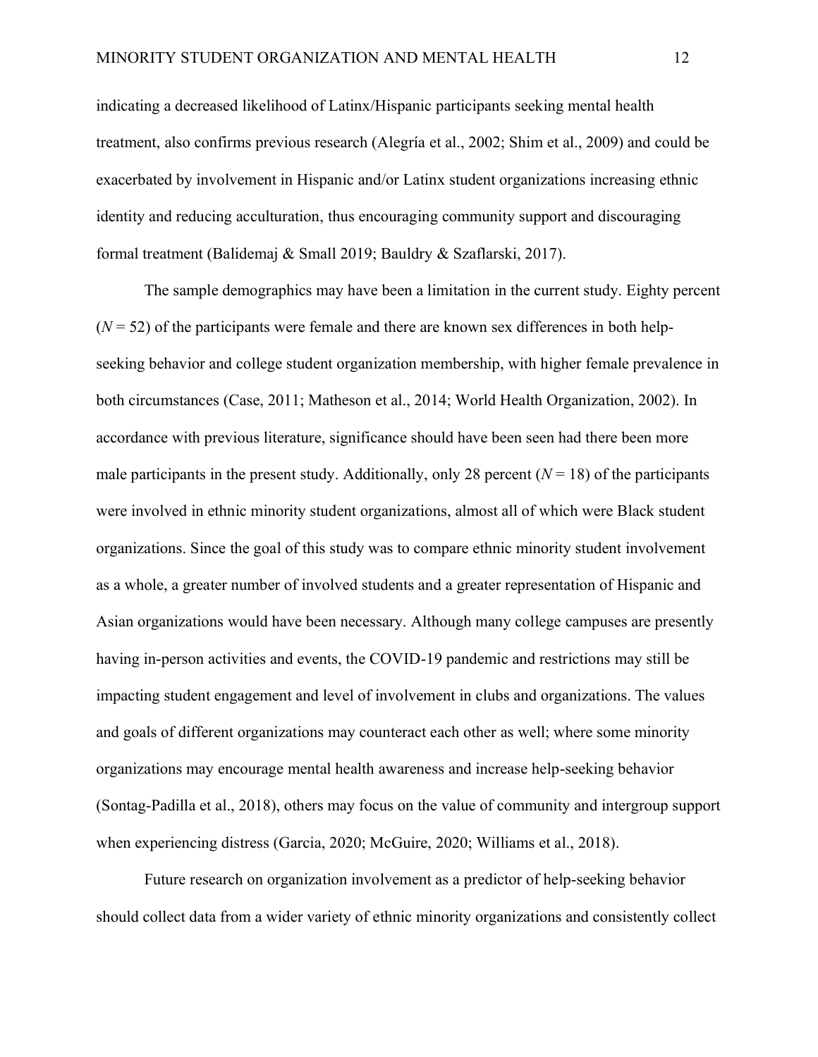indicating a decreased likelihood of Latinx/Hispanic participants seeking mental health treatment, also confirms previous research (Alegría et al., 2002; Shim et al., 2009) and could be exacerbated by involvement in Hispanic and/or Latinx student organizations increasing ethnic identity and reducing acculturation, thus encouraging community support and discouraging formal treatment (Balidemaj & Small 2019; Bauldry & Szaflarski, 2017).

The sample demographics may have been a limitation in the current study. Eighty percent ($N = 52$) of the participants were female and there are known sex differences in both help-seeking behavior and college student organization membership, with higher female prevalence in both circumstances (Case, 2011; Matheson et al., 2014; World Health Organization, 2002). In accordance with previous literature, significance should have been seen had there been more male participants in the present study. Additionally, only 28 percent ($N = 18$) of the participants were involved in ethnic minority student organizations, almost all of which were Black student organizations. Since the goal of this study was to compare ethnic minority student involvement as a whole, a greater number of involved students and a greater representation of Hispanic and Asian organizations would have been necessary. Although many college campuses are presently having in-person activities and events, the COVID-19 pandemic and restrictions may still be impacting student engagement and level of involvement in clubs and organizations. The values and goals of different organizations may counteract each other as well; where some minority organizations may encourage mental health awareness and increase help-seeking behavior (Sontag-Padilla et al., 2018), others may focus on the value of community and intergroup support when experiencing distress (Garcia, 2020; McGuire, 2020; Williams et al., 2018).

Future research on organization involvement as a predictor of help-seeking behavior should collect data from a wider variety of ethnic minority organizations and consistently collect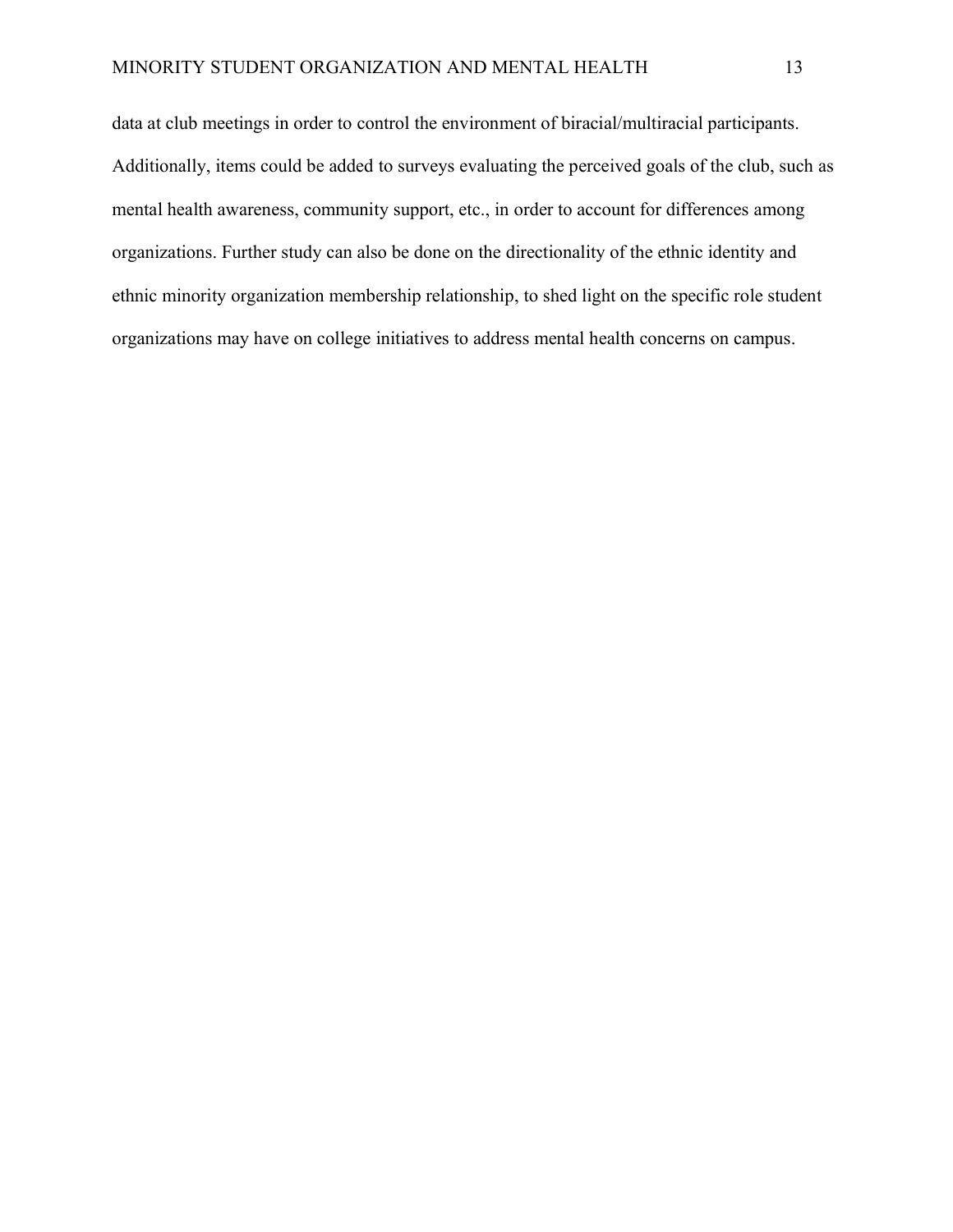data at club meetings in order to control the environment of biracial/multiracial participants. Additionally, items could be added to surveys evaluating the perceived goals of the club, such as mental health awareness, community support, etc., in order to account for differences among organizations. Further study can also be done on the directionality of the ethnic identity and ethnic minority organization membership relationship, to shed light on the specific role student organizations may have on college initiatives to address mental health concerns on campus.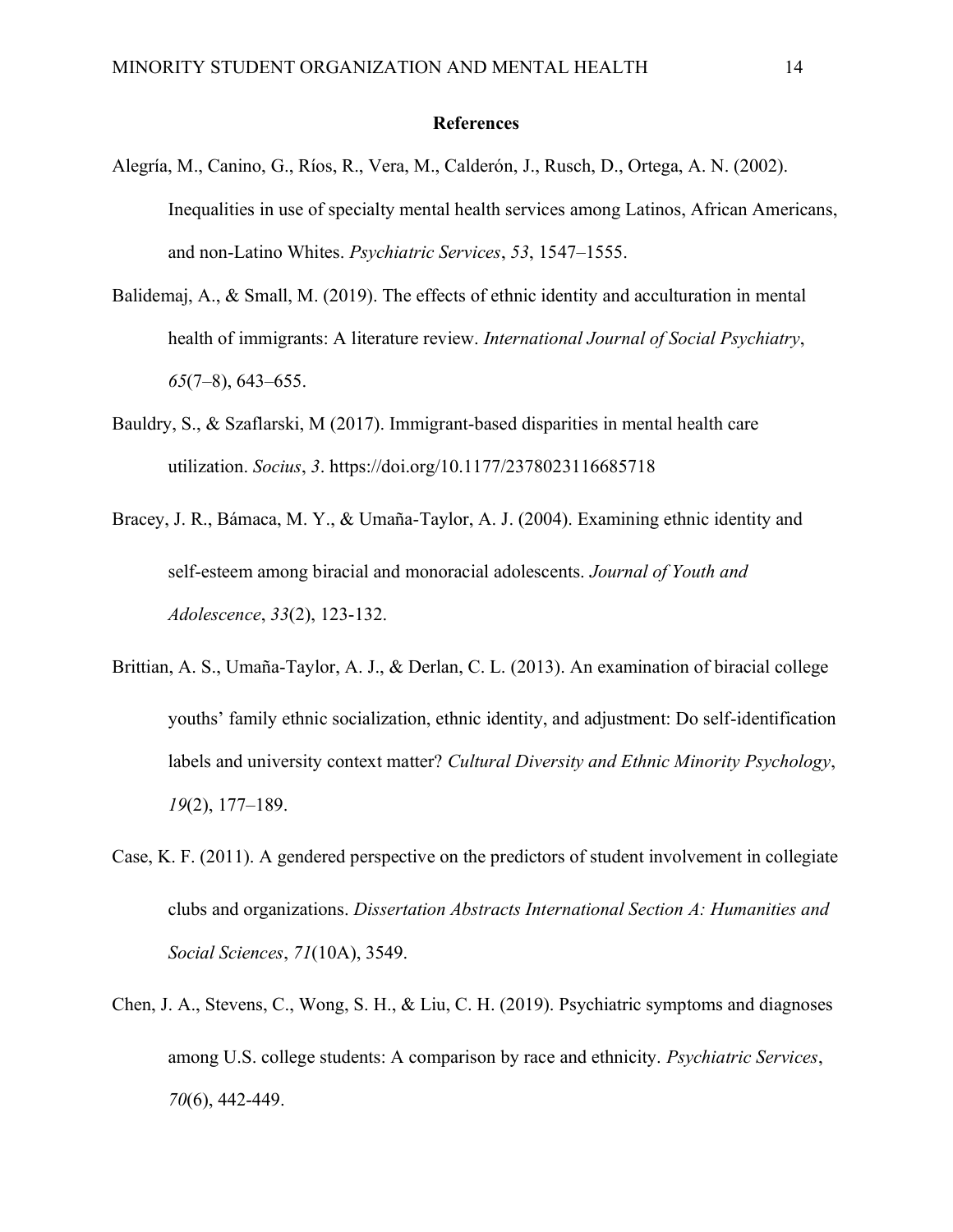# References

Alegría, M., Canino, G., Ríos, R., Vera, M., Calderón, J., Rusch, D., Ortega, A. N. (2002). Inequalities in use of specialty mental health services among Latinos, African Americans, and non-Latino Whites. *Psychiatric Services*, *53*, 1547–1555.

Balidemaj, A., & Small, M. (2019). The effects of ethnic identity and acculturation in mental health of immigrants: A literature review. *International Journal of Social Psychiatry*, *65*(7–8), 643–655.

Bauldry, S., & Szaflarski, M (2017). Immigrant-based disparities in mental health care utilization. *Socius*, *3*. https://doi.org/10.1177/2378023116685718

Bracey, J. R., Bámaca, M. Y., & Umaña-Taylor, A. J. (2004). Examining ethnic identity and self-esteem among biracial and monoracial adolescents. *Journal of Youth and Adolescence*, *33*(2), 123-132.

Brittian, A. S., Umaña-Taylor, A. J., & Derlan, C. L. (2013). An examination of biracial college youths' family ethnic socialization, ethnic identity, and adjustment: Do self-identification labels and university context matter? *Cultural Diversity and Ethnic Minority Psychology*, *19*(2), 177–189.

Case, K. F. (2011). A gendered perspective on the predictors of student involvement in collegiate clubs and organizations. *Dissertation Abstracts International Section A: Humanities and Social Sciences*, *71*(10A), 3549.

Chen, J. A., Stevens, C., Wong, S. H., & Liu, C. H. (2019). Psychiatric symptoms and diagnoses among U.S. college students: A comparison by race and ethnicity. *Psychiatric Services*, *70*(6), 442-449.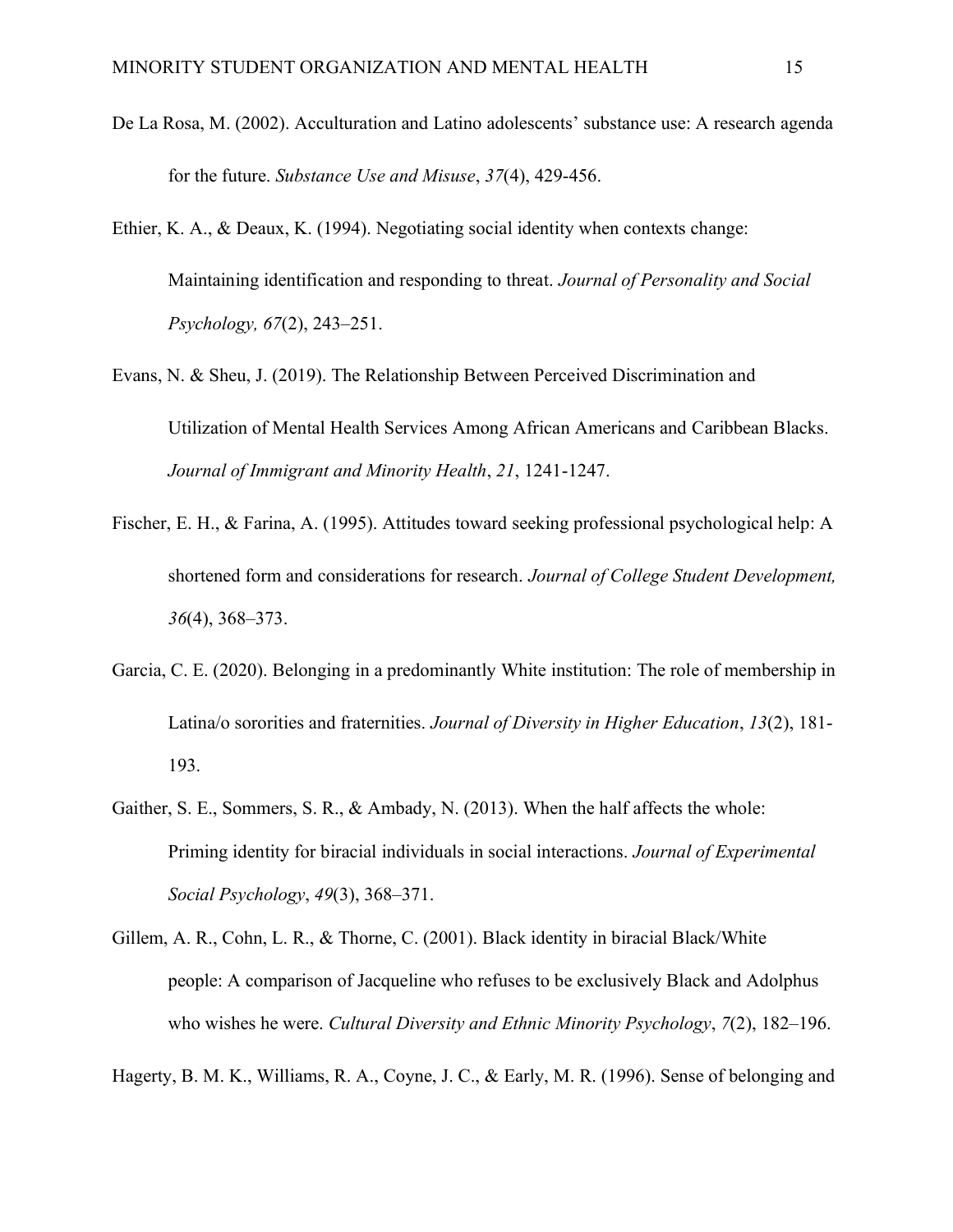De La Rosa, M. (2002). Acculturation and Latino adolescents' substance use: A research agenda for the future. *Substance Use and Misuse*, *37*(4), 429-456.

Ethier, K. A., & Deaux, K. (1994). Negotiating social identity when contexts change: Maintaining identification and responding to threat. *Journal of Personality and Social Psychology, 67*(2), 243–251.

Evans, N. & Sheu, J. (2019). The Relationship Between Perceived Discrimination and Utilization of Mental Health Services Among African Americans and Caribbean Blacks. *Journal of Immigrant and Minority Health*, *21*, 1241-1247.

Fischer, E. H., & Farina, A. (1995). Attitudes toward seeking professional psychological help: A shortened form and considerations for research. *Journal of College Student Development, 36*(4), 368–373.

Garcia, C. E. (2020). Belonging in a predominantly White institution: The role of membership in Latina/o sororities and fraternities. *Journal of Diversity in Higher Education*, *13*(2), 181-193.

Gaither, S. E., Sommers, S. R., & Ambady, N. (2013). When the half affects the whole: Priming identity for biracial individuals in social interactions. *Journal of Experimental Social Psychology*, *49*(3), 368–371.

Gillem, A. R., Cohn, L. R., & Thorne, C. (2001). Black identity in biracial Black/White people: A comparison of Jacqueline who refuses to be exclusively Black and Adolphus who wishes he were. *Cultural Diversity and Ethnic Minority Psychology*, *7*(2), 182–196.

Hagerty, B. M. K., Williams, R. A., Coyne, J. C., & Early, M. R. (1996). Sense of belonging and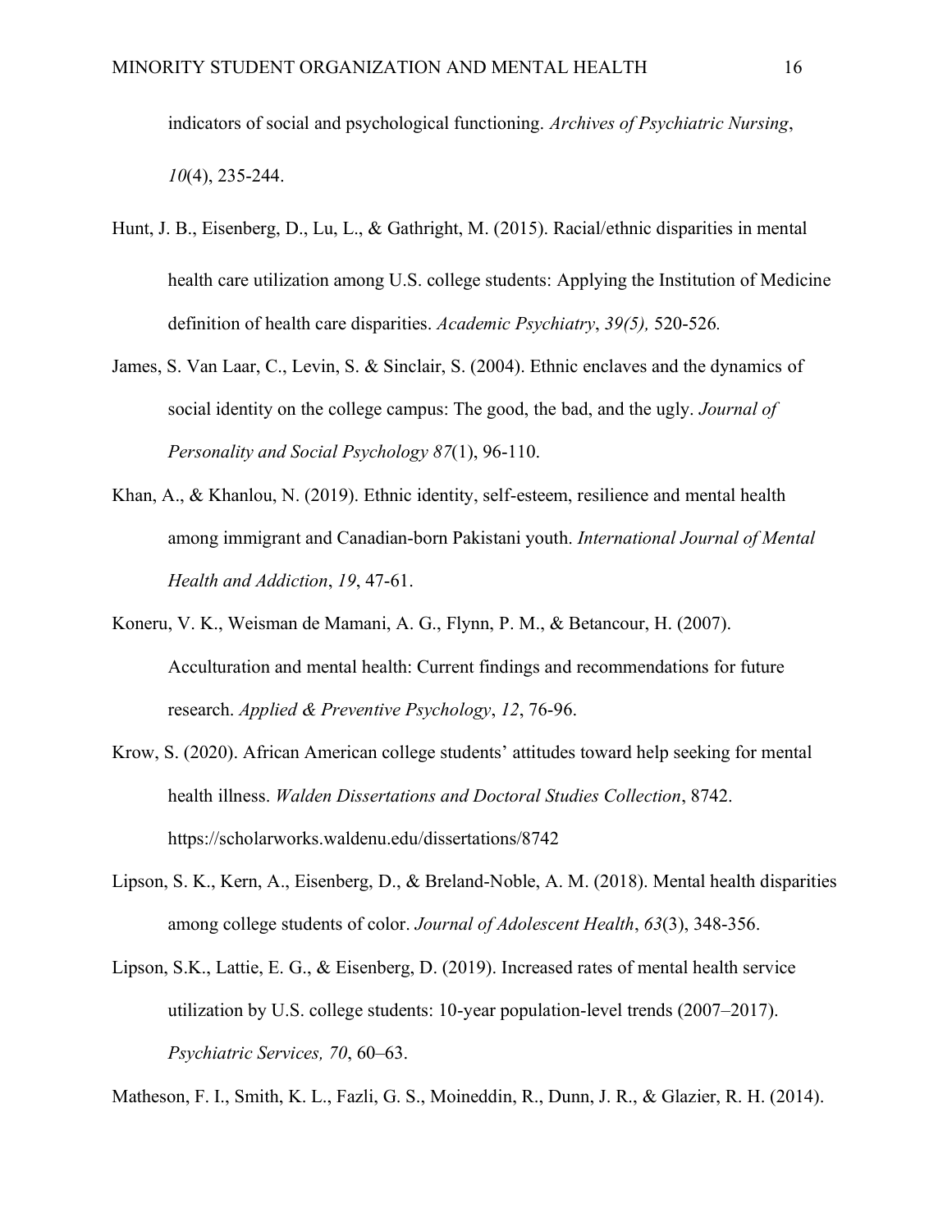indicators of social and psychological functioning. *Archives of Psychiatric Nursing*, *10*(4), 235-244.

Hunt, J. B., Eisenberg, D., Lu, L., & Gathright, M. (2015). Racial/ethnic disparities in mental health care utilization among U.S. college students: Applying the Institution of Medicine definition of health care disparities. *Academic Psychiatry*, *39(5),* 520-526*.*

James, S. Van Laar, C., Levin, S. & Sinclair, S. (2004). Ethnic enclaves and the dynamics of social identity on the college campus: The good, the bad, and the ugly. *Journal of Personality and Social Psychology 87*(1), 96-110.

Khan, A., & Khanlou, N. (2019). Ethnic identity, self-esteem, resilience and mental health among immigrant and Canadian-born Pakistani youth. *International Journal of Mental Health and Addiction*, *19*, 47-61.

Koneru, V. K., Weisman de Mamani, A. G., Flynn, P. M., & Betancour, H. (2007). Acculturation and mental health: Current findings and recommendations for future research. *Applied & Preventive Psychology*, *12*, 76-96.

Krow, S. (2020). African American college students' attitudes toward help seeking for mental health illness. *Walden Dissertations and Doctoral Studies Collection*, 8742. https://scholarworks.waldenu.edu/dissertations/8742

Lipson, S. K., Kern, A., Eisenberg, D., & Breland-Noble, A. M. (2018). Mental health disparities among college students of color. *Journal of Adolescent Health*, *63*(3), 348-356.

Lipson, S.K., Lattie, E. G., & Eisenberg, D. (2019). Increased rates of mental health service utilization by U.S. college students: 10-year population-level trends (2007–2017). *Psychiatric Services, 70*, 60–63.

Matheson, F. I., Smith, K. L., Fazli, G. S., Moineddin, R., Dunn, J. R., & Glazier, R. H. (2014).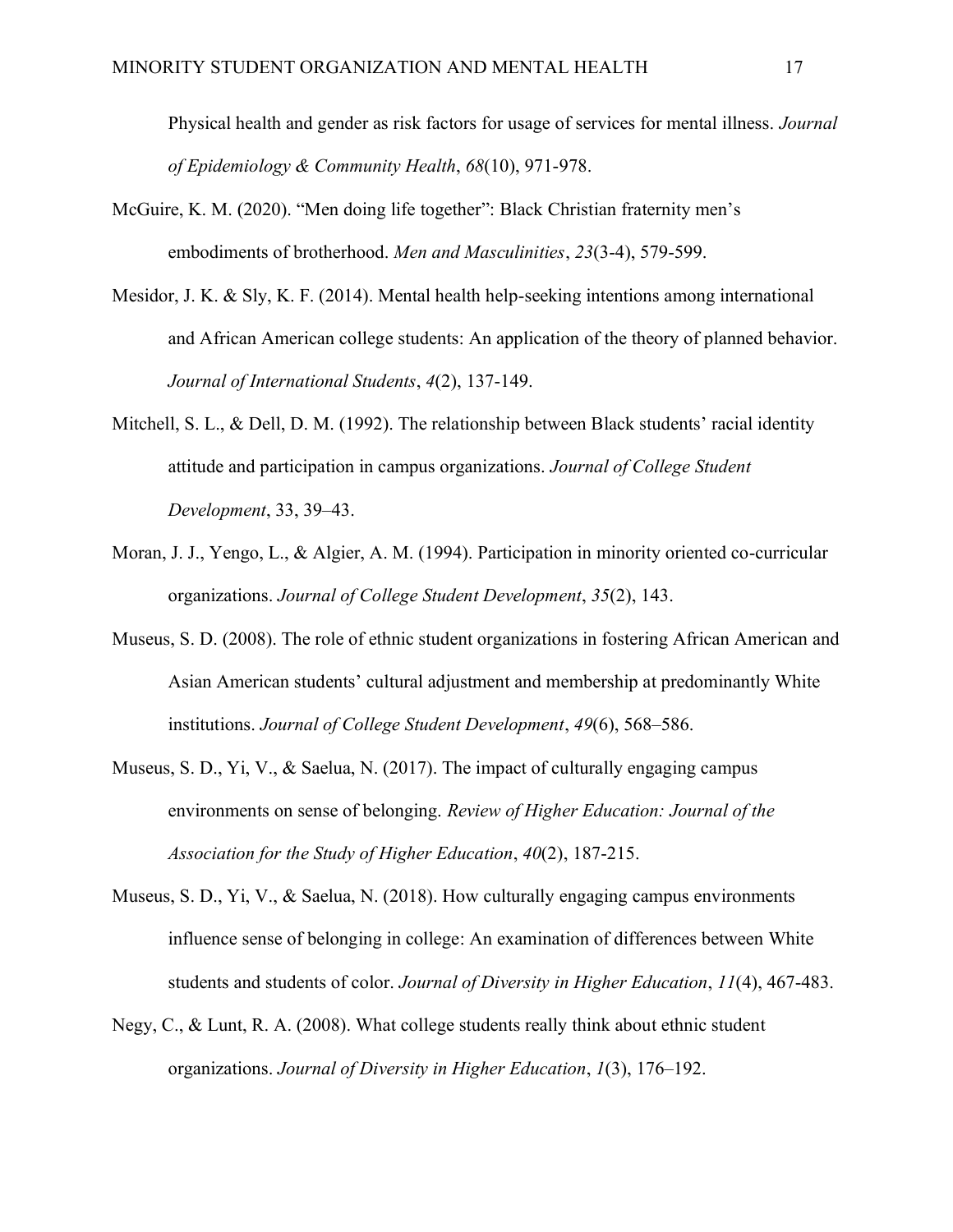Physical health and gender as risk factors for usage of services for mental illness. *Journal of Epidemiology & Community Health*, *68*(10), 971-978.

McGuire, K. M. (2020). “Men doing life together”: Black Christian fraternity men’s embodiments of brotherhood. *Men and Masculinities*, *23*(3-4), 579-599.

Mesidor, J. K. & Sly, K. F. (2014). Mental health help-seeking intentions among international and African American college students: An application of the theory of planned behavior. *Journal of International Students*, *4*(2), 137-149.

Mitchell, S. L., & Dell, D. M. (1992). The relationship between Black students’ racial identity attitude and participation in campus organizations. *Journal of College Student Development*, 33, 39–43.

Moran, J. J., Yengo, L., & Algier, A. M. (1994). Participation in minority oriented co-curricular organizations. *Journal of College Student Development*, *35*(2), 143.

Museus, S. D. (2008). The role of ethnic student organizations in fostering African American and Asian American students’ cultural adjustment and membership at predominantly White institutions. *Journal of College Student Development*, *49*(6), 568–586.

Museus, S. D., Yi, V., & Saelua, N. (2017). The impact of culturally engaging campus environments on sense of belonging. *Review of Higher Education: Journal of the Association for the Study of Higher Education*, *40*(2), 187-215.

Museus, S. D., Yi, V., & Saelua, N. (2018). How culturally engaging campus environments influence sense of belonging in college: An examination of differences between White students and students of color. *Journal of Diversity in Higher Education*, *11*(4), 467-483.

Negy, C., & Lunt, R. A. (2008). What college students really think about ethnic student organizations. *Journal of Diversity in Higher Education*, *1*(3), 176–192.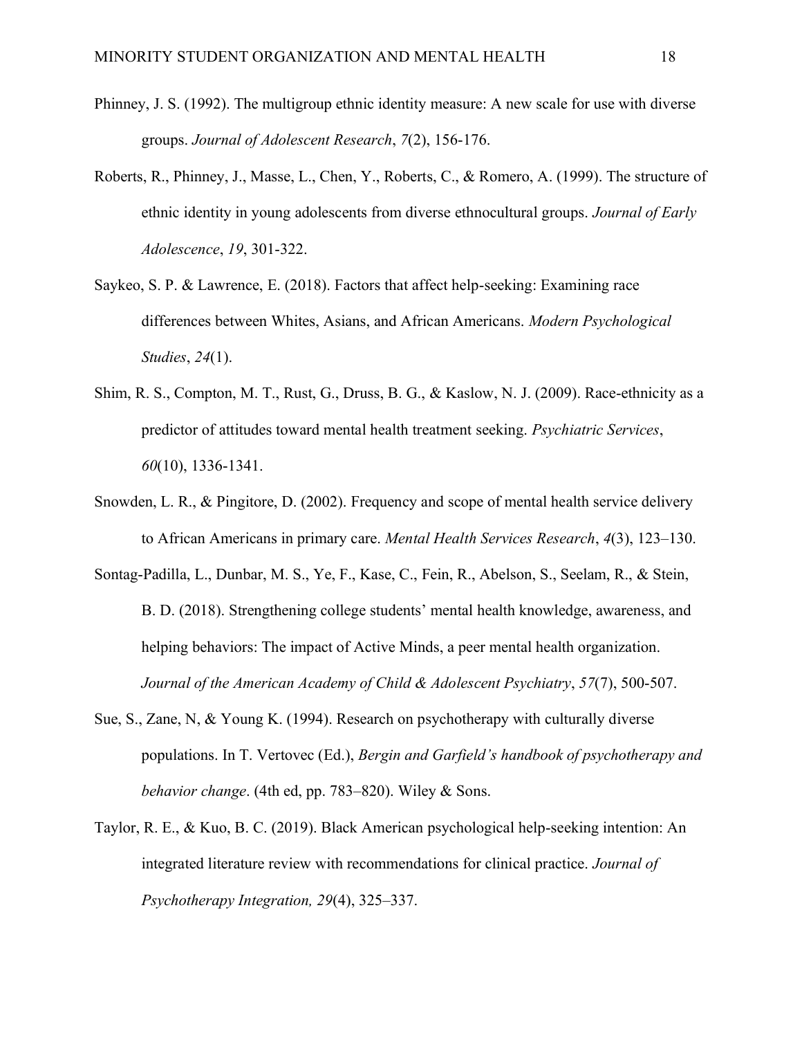Phinney, J. S. (1992). The multigroup ethnic identity measure: A new scale for use with diverse groups. *Journal of Adolescent Research*, *7*(2), 156-176.

Roberts, R., Phinney, J., Masse, L., Chen, Y., Roberts, C., & Romero, A. (1999). The structure of ethnic identity in young adolescents from diverse ethnocultural groups. *Journal of Early Adolescence*, *19*, 301-322.

Saykeo, S. P. & Lawrence, E. (2018). Factors that affect help-seeking: Examining race differences between Whites, Asians, and African Americans. *Modern Psychological Studies*, *24*(1).

Shim, R. S., Compton, M. T., Rust, G., Druss, B. G., & Kaslow, N. J. (2009). Race-ethnicity as a predictor of attitudes toward mental health treatment seeking. *Psychiatric Services*, *60*(10), 1336-1341.

Snowden, L. R., & Pingitore, D. (2002). Frequency and scope of mental health service delivery to African Americans in primary care. *Mental Health Services Research*, *4*(3), 123–130.

Sontag-Padilla, L., Dunbar, M. S., Ye, F., Kase, C., Fein, R., Abelson, S., Seelam, R., & Stein, B. D. (2018). Strengthening college students' mental health knowledge, awareness, and helping behaviors: The impact of Active Minds, a peer mental health organization. *Journal of the American Academy of Child & Adolescent Psychiatry*, *57*(7), 500-507.

Sue, S., Zane, N, & Young K. (1994). Research on psychotherapy with culturally diverse populations. In T. Vertovec (Ed.), *Bergin and Garfield's handbook of psychotherapy and behavior change*. (4th ed, pp. 783–820). Wiley & Sons.

Taylor, R. E., & Kuo, B. C. (2019). Black American psychological help-seeking intention: An integrated literature review with recommendations for clinical practice. *Journal of Psychotherapy Integration, 29*(4), 325–337.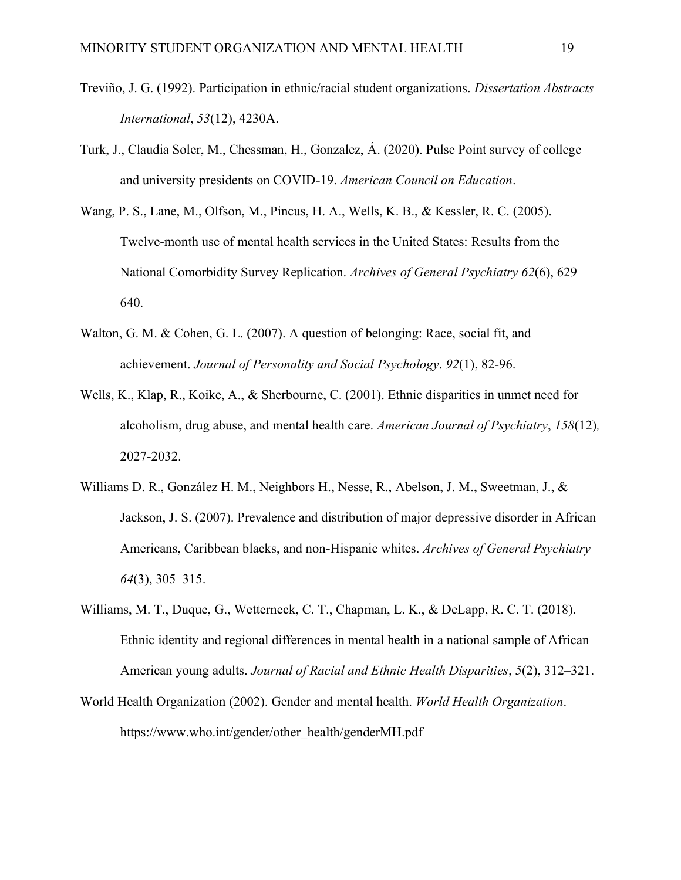Treviño, J. G. (1992). Participation in ethnic/racial student organizations. *Dissertation Abstracts International*, *53*(12), 4230A.

Turk, J., Claudia Soler, M., Chessman, H., Gonzalez, Á. (2020). Pulse Point survey of college and university presidents on COVID-19. *American Council on Education*.

Wang, P. S., Lane, M., Olfson, M., Pincus, H. A., Wells, K. B., & Kessler, R. C. (2005). Twelve-month use of mental health services in the United States: Results from the National Comorbidity Survey Replication. *Archives of General Psychiatry 62*(6), 629–640.

Walton, G. M. & Cohen, G. L. (2007). A question of belonging: Race, social fit, and achievement. *Journal of Personality and Social Psychology*. *92*(1), 82-96.

Wells, K., Klap, R., Koike, A., & Sherbourne, C. (2001). Ethnic disparities in unmet need for alcoholism, drug abuse, and mental health care. *American Journal of Psychiatry*, *158*(12)*,* 2027-2032.

Williams D. R., González H. M., Neighbors H., Nesse, R., Abelson, J. M., Sweetman, J., & Jackson, J. S. (2007). Prevalence and distribution of major depressive disorder in African Americans, Caribbean blacks, and non-Hispanic whites. *Archives of General Psychiatry 64*(3), 305–315.

Williams, M. T., Duque, G., Wetterneck, C. T., Chapman, L. K., & DeLapp, R. C. T. (2018). Ethnic identity and regional differences in mental health in a national sample of African American young adults. *Journal of Racial and Ethnic Health Disparities*, *5*(2), 312–321.

World Health Organization (2002). Gender and mental health. *World Health Organization*. https://www.who.int/gender/other_health/genderMH.pdf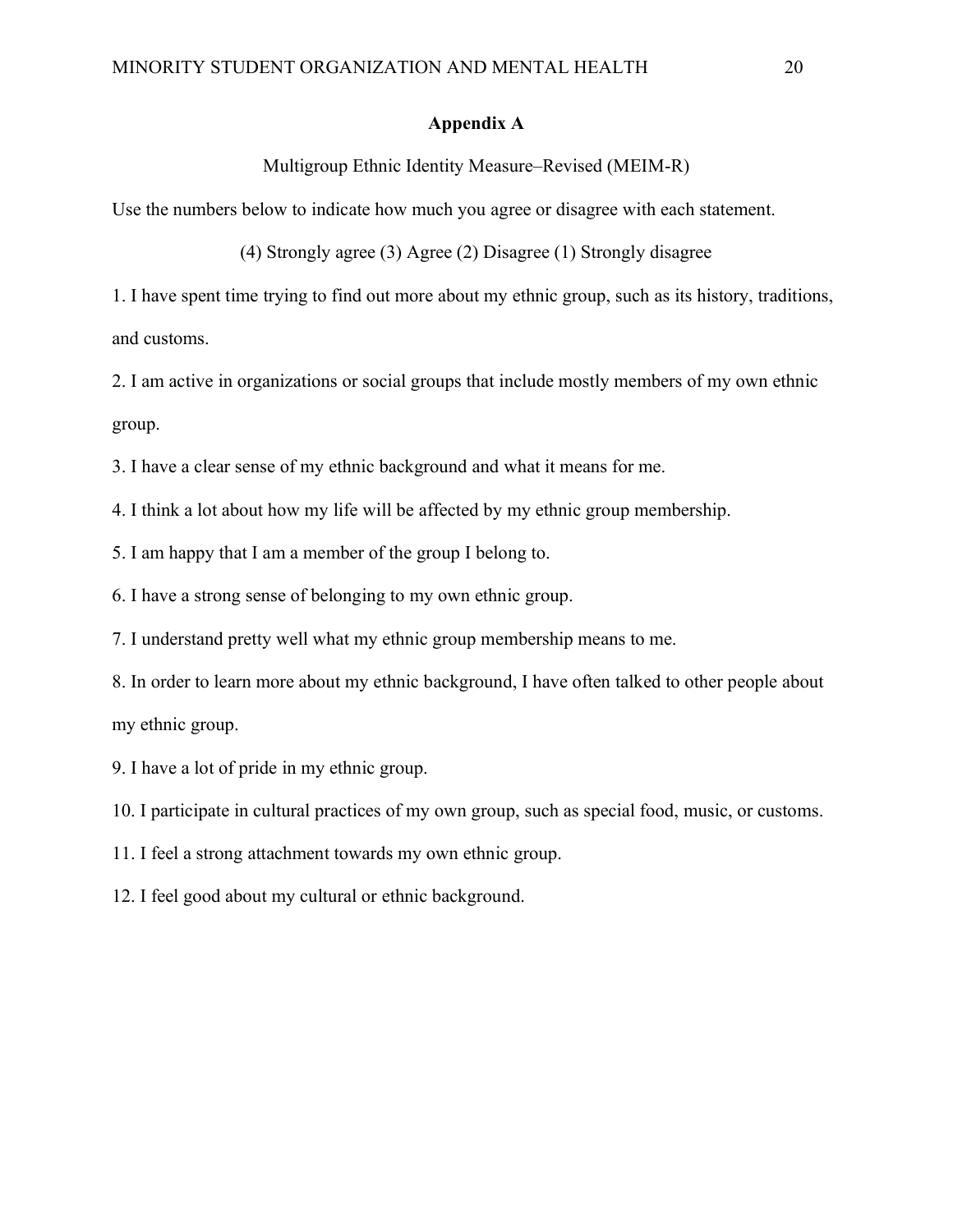## Appendix A

Multigroup Ethnic Identity Measure–Revised (MEIM-R)

Use the numbers below to indicate how much you agree or disagree with each statement.

(4) Strongly agree (3) Agree (2) Disagree (1) Strongly disagree

1. I have spent time trying to find out more about my ethnic group, such as its history, traditions, and customs.
2. I am active in organizations or social groups that include mostly members of my own ethnic group.
3. I have a clear sense of my ethnic background and what it means for me.
4. I think a lot about how my life will be affected by my ethnic group membership.
5. I am happy that I am a member of the group I belong to.
6. I have a strong sense of belonging to my own ethnic group.
7. I understand pretty well what my ethnic group membership means to me.
8. In order to learn more about my ethnic background, I have often talked to other people about my ethnic group.
9. I have a lot of pride in my ethnic group.
10. I participate in cultural practices of my own group, such as special food, music, or customs.
11. I feel a strong attachment towards my own ethnic group.
12. I feel good about my cultural or ethnic background.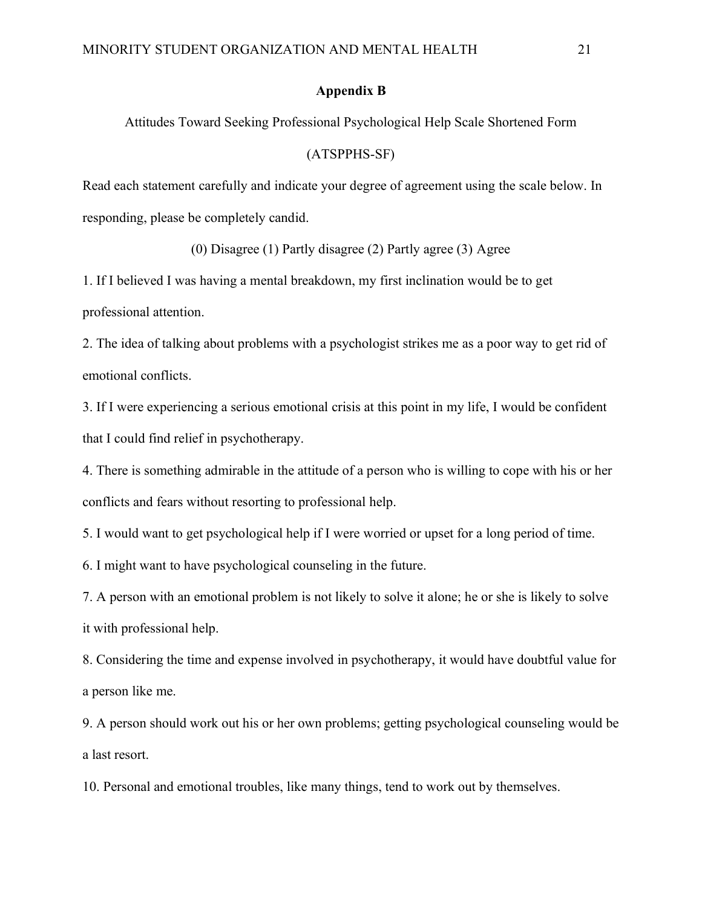## Appendix B

Attitudes Toward Seeking Professional Psychological Help Scale Shortened Form

(ATSPPHS-SF)

Read each statement carefully and indicate your degree of agreement using the scale below. In responding, please be completely candid.

(0) Disagree (1) Partly disagree (2) Partly agree (3) Agree

1. If I believed I was having a mental breakdown, my first inclination would be to get professional attention.
2. The idea of talking about problems with a psychologist strikes me as a poor way to get rid of emotional conflicts.
3. If I were experiencing a serious emotional crisis at this point in my life, I would be confident that I could find relief in psychotherapy.
4. There is something admirable in the attitude of a person who is willing to cope with his or her conflicts and fears without resorting to professional help.
5. I would want to get psychological help if I were worried or upset for a long period of time.
6. I might want to have psychological counseling in the future.
7. A person with an emotional problem is not likely to solve it alone; he or she is likely to solve it with professional help.
8. Considering the time and expense involved in psychotherapy, it would have doubtful value for a person like me.
9. A person should work out his or her own problems; getting psychological counseling would be a last resort.
10. Personal and emotional troubles, like many things, tend to work out by themselves.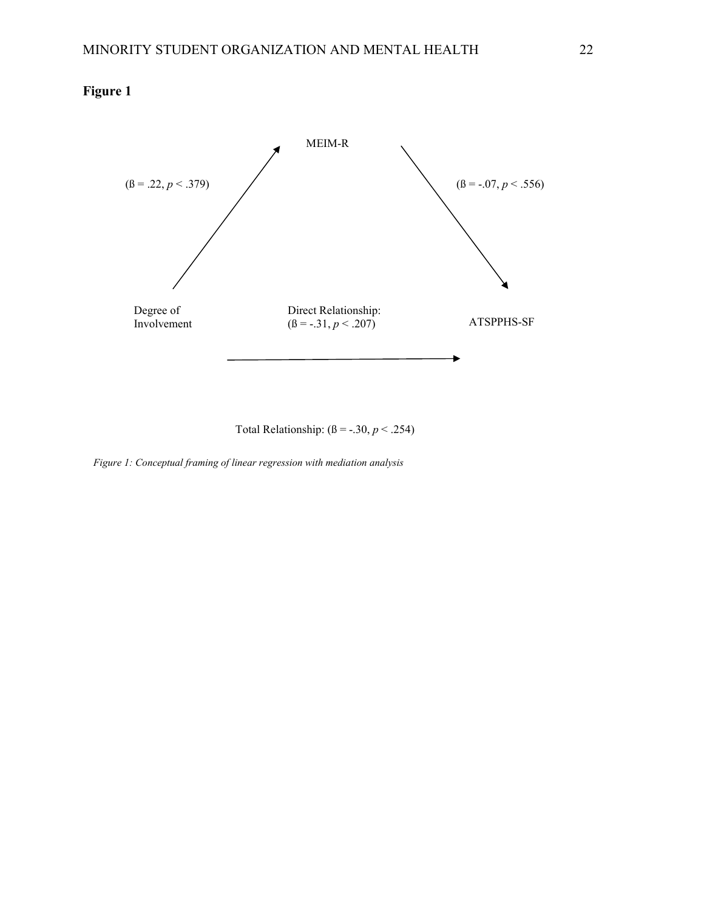**Figure 1**

MEIM-R

(ß = .22, $p < .379$)

(ß = -.07, $p < .556$)

Degree of Involvement

Direct Relationship: (ß = -.31, $p < .207$)

ATSPPHS-SF

Total Relationship: (ß = -.30, $p < .254$)

*Figure 1: Conceptual framing of linear regression with mediation analysis*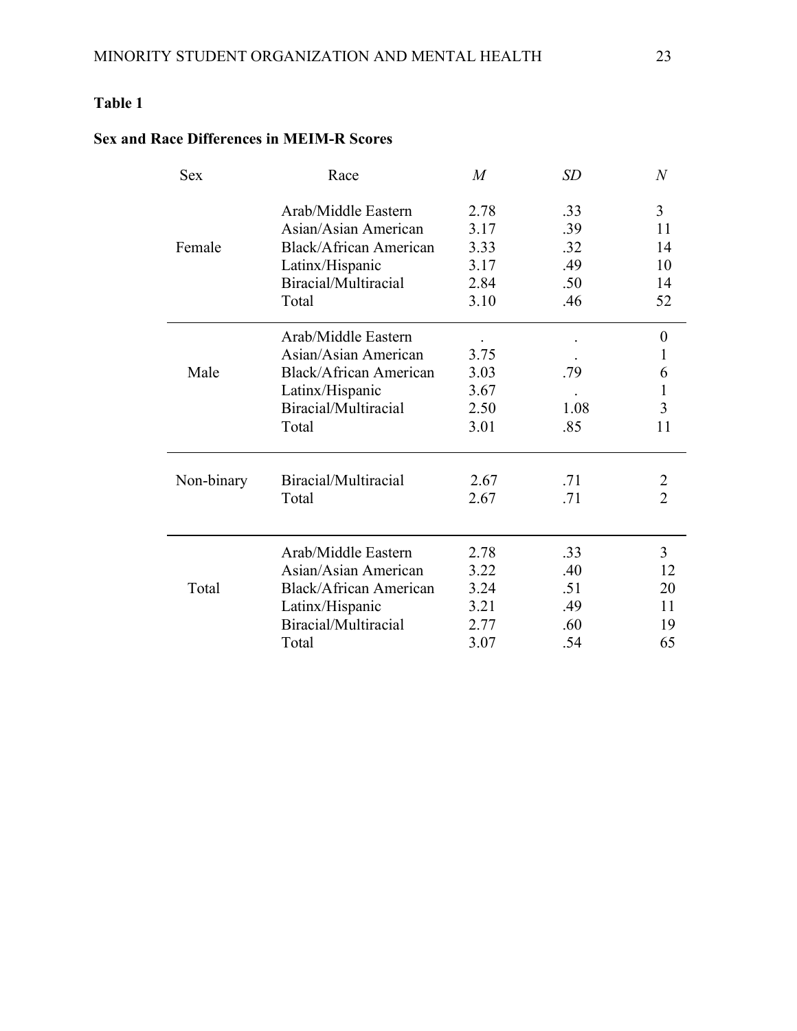**Table 1**

**Sex and Race Differences in MEIM-R Scores**

| Sex | Race | *M* | *SD* | *N* |
|---|---|---|---|---|
| Female | Arab/Middle Eastern | 2.78 | .33 | 3 |
| | Asian/Asian American | 3.17 | .39 | 11 |
| | Black/African American | 3.33 | .32 | 14 |
| | Latinx/Hispanic | 3.17 | .49 | 10 |
| | Biracial/Multiracial | 2.84 | .50 | 14 |
| | Total | 3.10 | .46 | 52 |
| Male | Arab/Middle Eastern | . | . | 0 |
| | Asian/Asian American | 3.75 | . | 1 |
| | Black/African American | 3.03 | .79 | 6 |
| | Latinx/Hispanic | 3.67 | . | 1 |
| | Biracial/Multiracial | 2.50 | 1.08 | 3 |
| | Total | 3.01 | .85 | 11 |
| Non-binary | Biracial/Multiracial | 2.67 | .71 | 2 |
| | Total | 2.67 | .71 | 2 |
| Total | Arab/Middle Eastern | 2.78 | .33 | 3 |
| | Asian/Asian American | 3.22 | .40 | 12 |
| | Black/African American | 3.24 | .51 | 20 |
| | Latinx/Hispanic | 3.21 | .49 | 11 |
| | Biracial/Multiracial | 2.77 | .60 | 19 |
| | Total | 3.07 | .54 | 65 |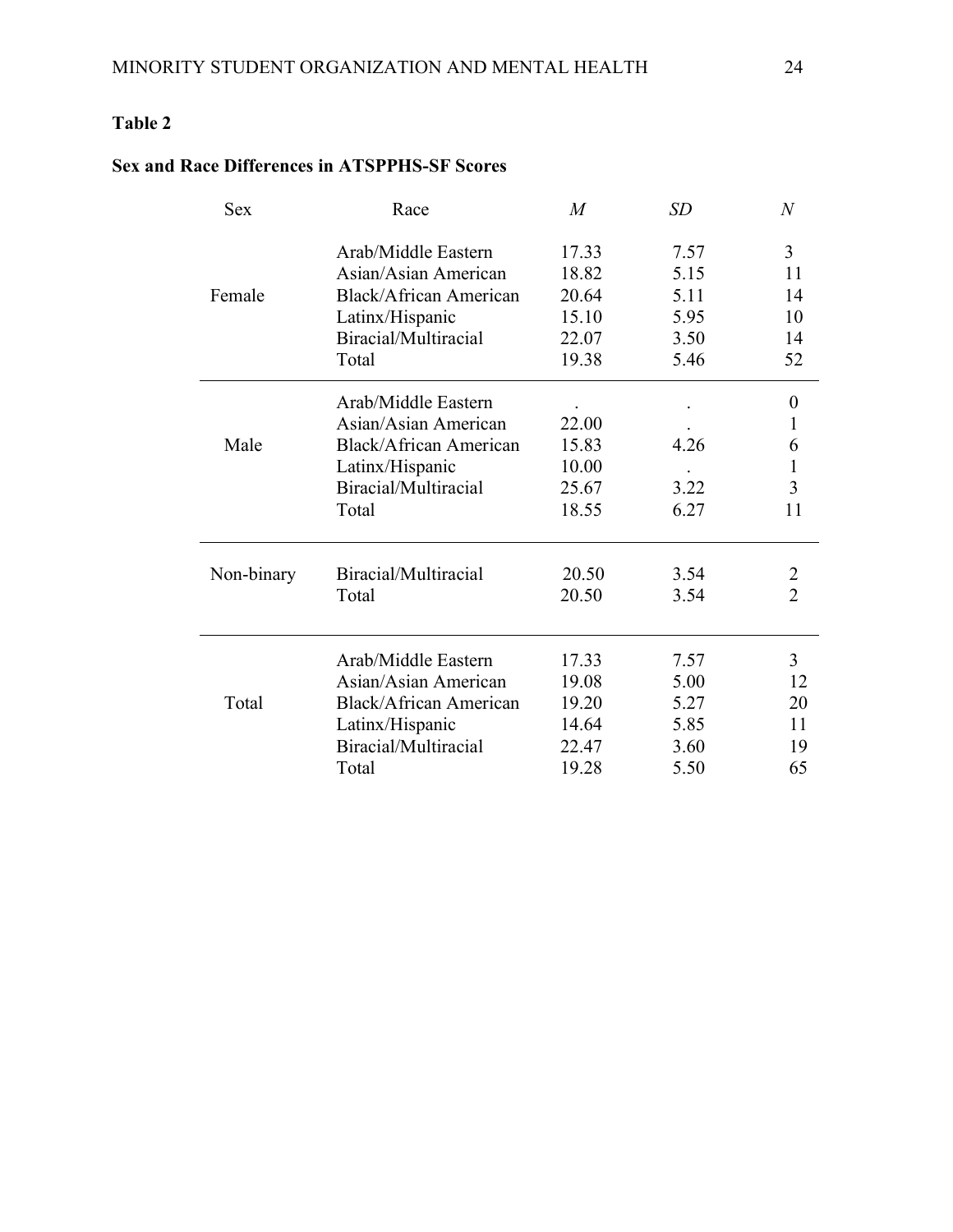**Table 2**

**Sex and Race Differences in ATSPPHS-SF Scores**

| Sex | Race | *M* | *SD* | *N* |
|---|---|---|---|---|
| Female | Arab/Middle Eastern | 17.33 | 7.57 | 3 |
| | Asian/Asian American | 18.82 | 5.15 | 11 |
| | Black/African American | 20.64 | 5.11 | 14 |
| | Latinx/Hispanic | 15.10 | 5.95 | 10 |
| | Biracial/Multiracial | 22.07 | 3.50 | 14 |
| | Total | 19.38 | 5.46 | 52 |
| Male | Arab/Middle Eastern | . | . | 0 |
| | Asian/Asian American | 22.00 | . | 1 |
| | Black/African American | 15.83 | 4.26 | 6 |
| | Latinx/Hispanic | 10.00 | . | 1 |
| | Biracial/Multiracial | 25.67 | 3.22 | 3 |
| | Total | 18.55 | 6.27 | 11 |
| Non-binary | Biracial/Multiracial | 20.50 | 3.54 | 2 |
| | Total | 20.50 | 3.54 | 2 |
| Total | Arab/Middle Eastern | 17.33 | 7.57 | 3 |
| | Asian/Asian American | 19.08 | 5.00 | 12 |
| | Black/African American | 19.20 | 5.27 | 20 |
| | Latinx/Hispanic | 14.64 | 5.85 | 11 |
| | Biracial/Multiracial | 22.47 | 3.60 | 19 |
| | Total | 19.28 | 5.50 | 65 |